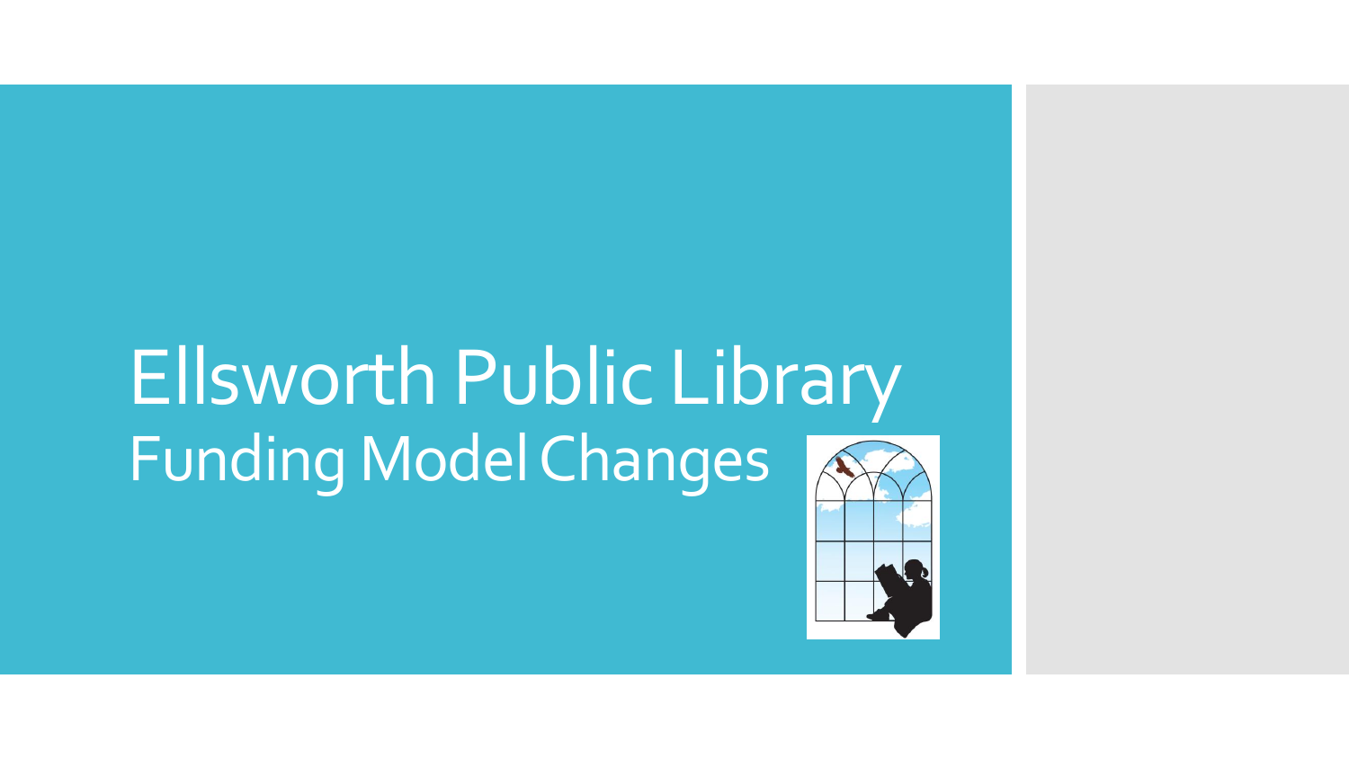# Ellsworth Public Library
## Funding Model Changes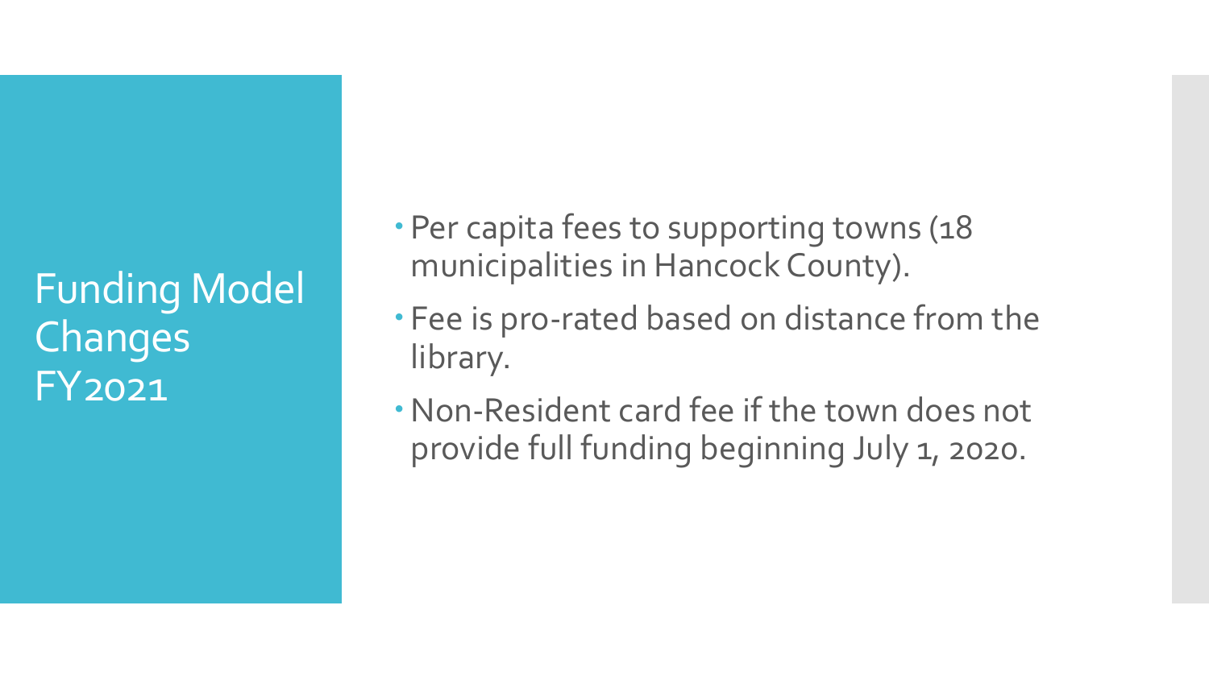# Funding Model Changes FY2021

- Per capita fees to supporting towns (18 municipalities in Hancock County).
- Fee is pro-rated based on distance from the library.
- Non-Resident card fee if the town does not provide full funding beginning July 1, 2020.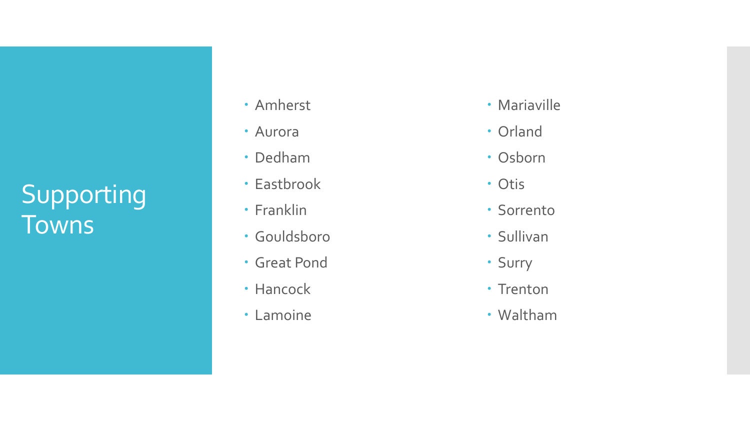# Supporting Towns

- Amherst
- Aurora
- Dedham
- Eastbrook
- Franklin
- Gouldsboro
- Great Pond
- Hancock
- Lamoine
- Mariaville
- Orland
- Osborn
- Otis
- Sorrento
- Sullivan
- Surry
- Trenton
- Waltham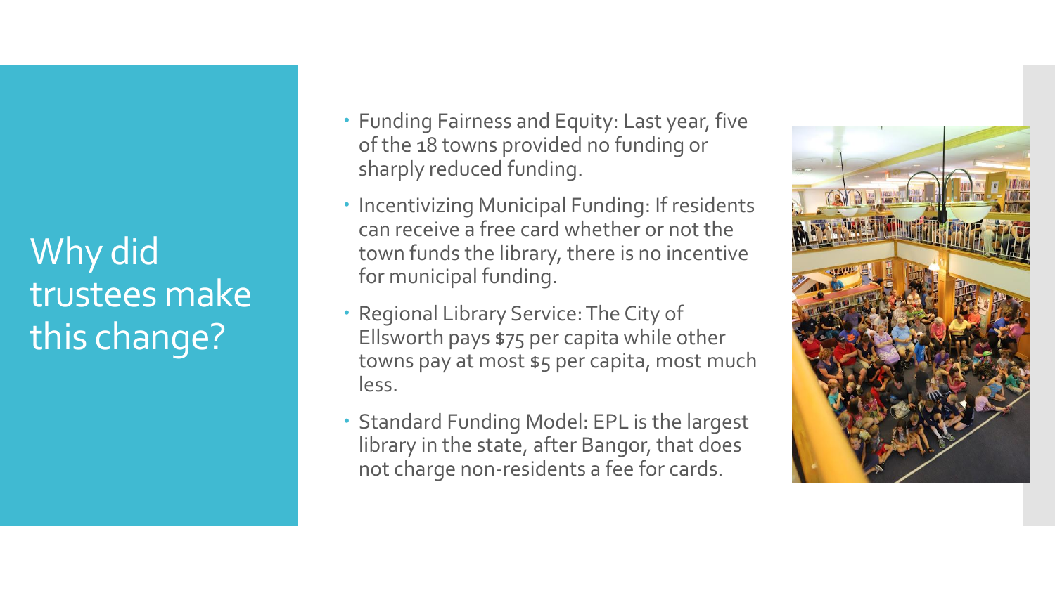# Why did trustees make this change?

- Funding Fairness and Equity: Last year, five of the 18 towns provided no funding or sharply reduced funding.
- Incentivizing Municipal Funding: If residents can receive a free card whether or not the town funds the library, there is no incentive for municipal funding.
- Regional Library Service: The City of Ellsworth pays $75 per capita while other towns pay at most $5 per capita, most much less.
- Standard Funding Model: EPL is the largest library in the state, after Bangor, that does not charge non-residents a fee for cards.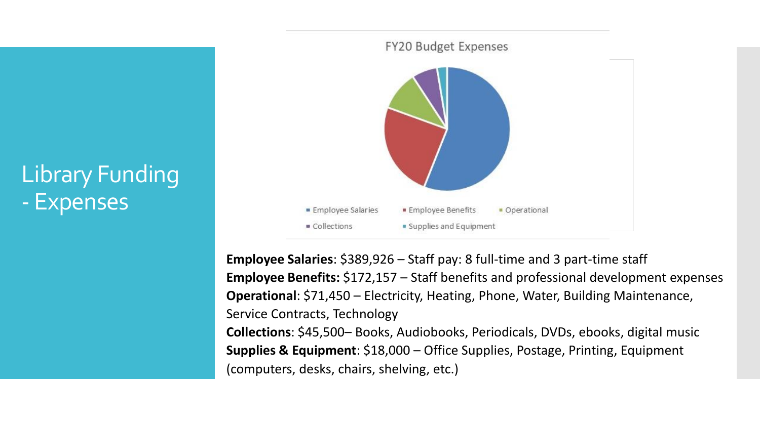# Library Funding - Expenses

FY20 Budget Expenses

- Employee Salaries
- Employee Benefits
- Operational
- Collections
- Supplies and Equipment

**Employee Salaries**: $389,926 – Staff pay: 8 full-time and 3 part-time staff
**Employee Benefits:** $172,157 – Staff benefits and professional development expenses
**Operational**: $71,450 – Electricity, Heating, Phone, Water, Building Maintenance, Service Contracts, Technology
**Collections**: $45,500– Books, Audiobooks, Periodicals, DVDs, ebooks, digital music
**Supplies & Equipment**: $18,000 – Office Supplies, Postage, Printing, Equipment (computers, desks, chairs, shelving, etc.)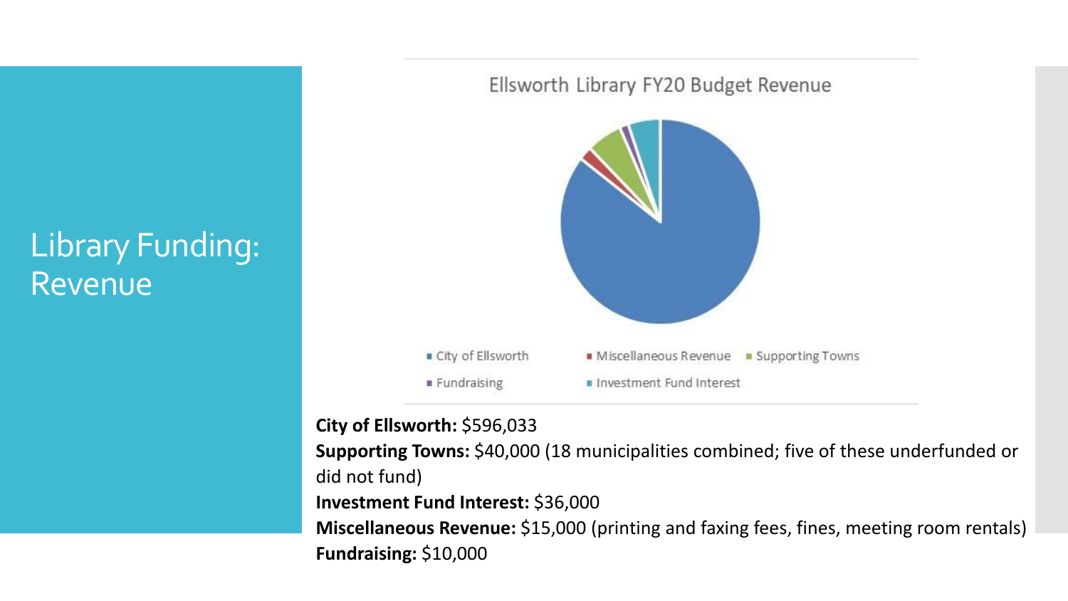# Library Funding: Revenue

Ellsworth Library FY20 Budget Revenue

- City of Ellsworth
- Miscellaneous Revenue
- Supporting Towns
- Fundraising
- Investment Fund Interest

**City of Ellsworth:** $596,033
**Supporting Towns:** $40,000 (18 municipalities combined; five of these underfunded or did not fund)
**Investment Fund Interest:** $36,000
**Miscellaneous Revenue:** $15,000 (printing and faxing fees, fines, meeting room rentals)
**Fundraising:** $10,000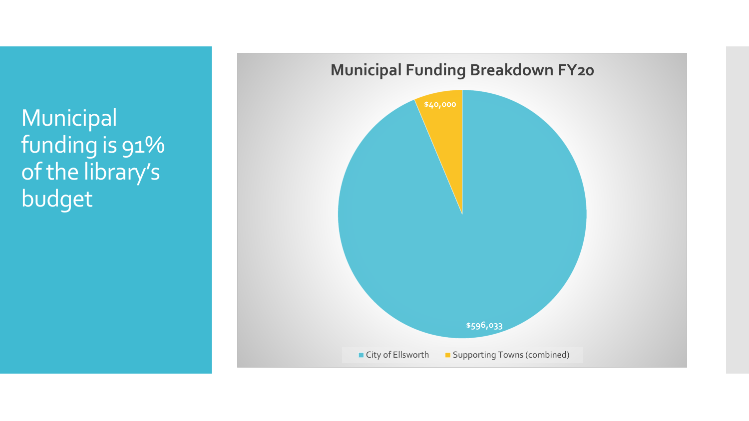# Municipal funding is 91% of the library's budget

**Municipal Funding Breakdown FY20**

| Source | Amount |
| --- | --- |
| City of Ellsworth | $596,033 |
| Supporting Towns (combined) | $40,000 |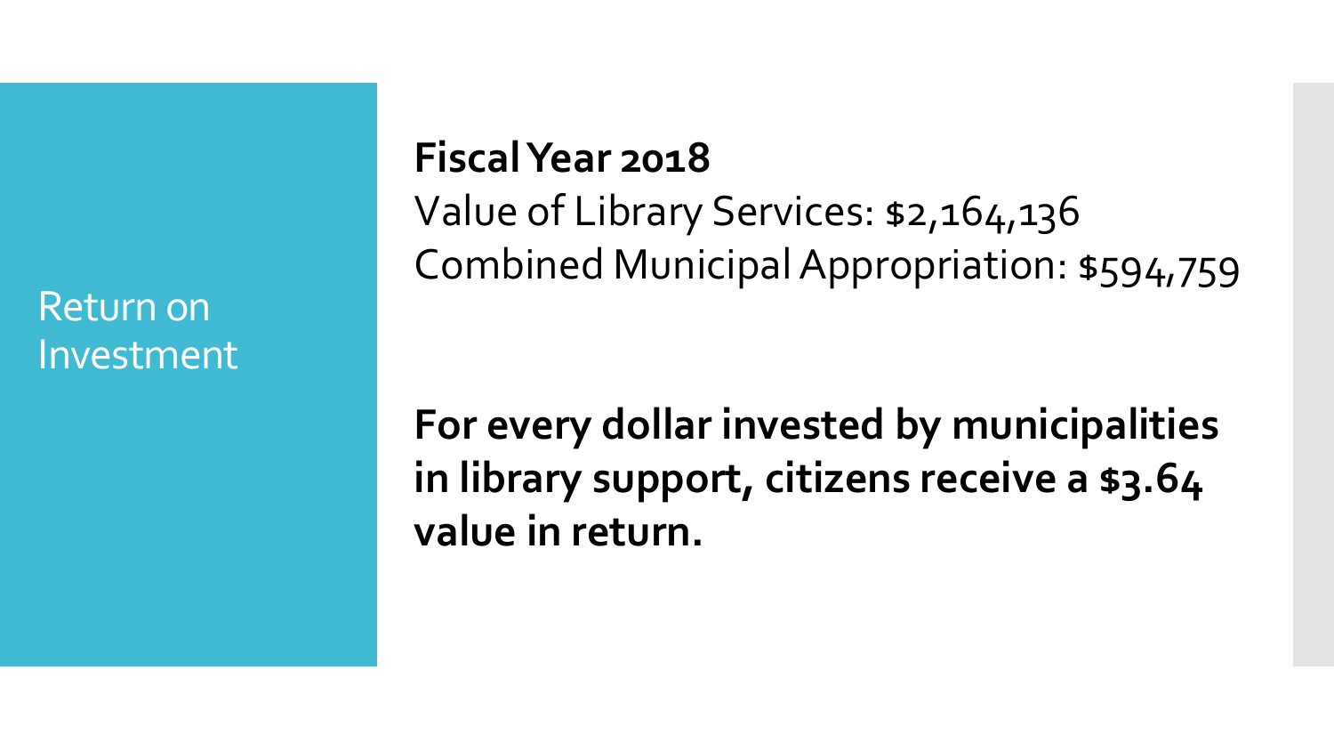# Return on Investment

**Fiscal Year 2018**

Value of Library Services: $2,164,136

Combined Municipal Appropriation: $594,759

**For every dollar invested by municipalities in library support, citizens receive a $3.64 value in return.**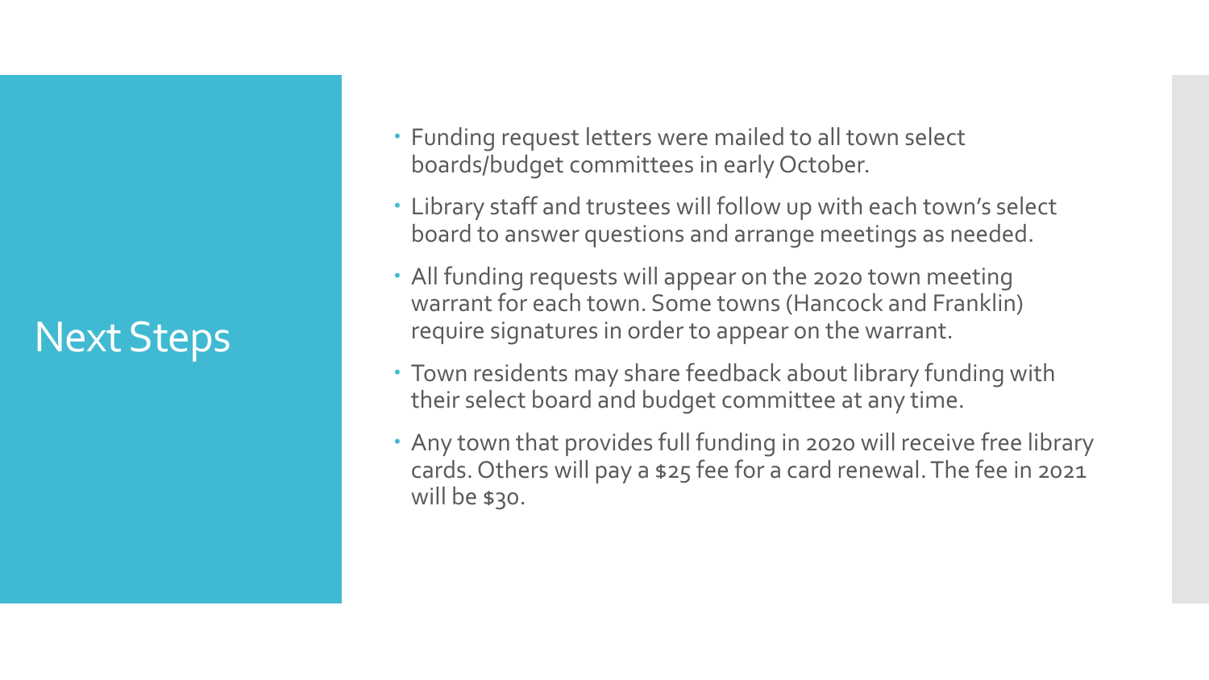# Next Steps

- Funding request letters were mailed to all town select boards/budget committees in early October.
- Library staff and trustees will follow up with each town's select board to answer questions and arrange meetings as needed.
- All funding requests will appear on the 2020 town meeting warrant for each town. Some towns (Hancock and Franklin) require signatures in order to appear on the warrant.
- Town residents may share feedback about library funding with their select board and budget committee at any time.
- Any town that provides full funding in 2020 will receive free library cards. Others will pay a $25 fee for a card renewal. The fee in 2021 will be $30.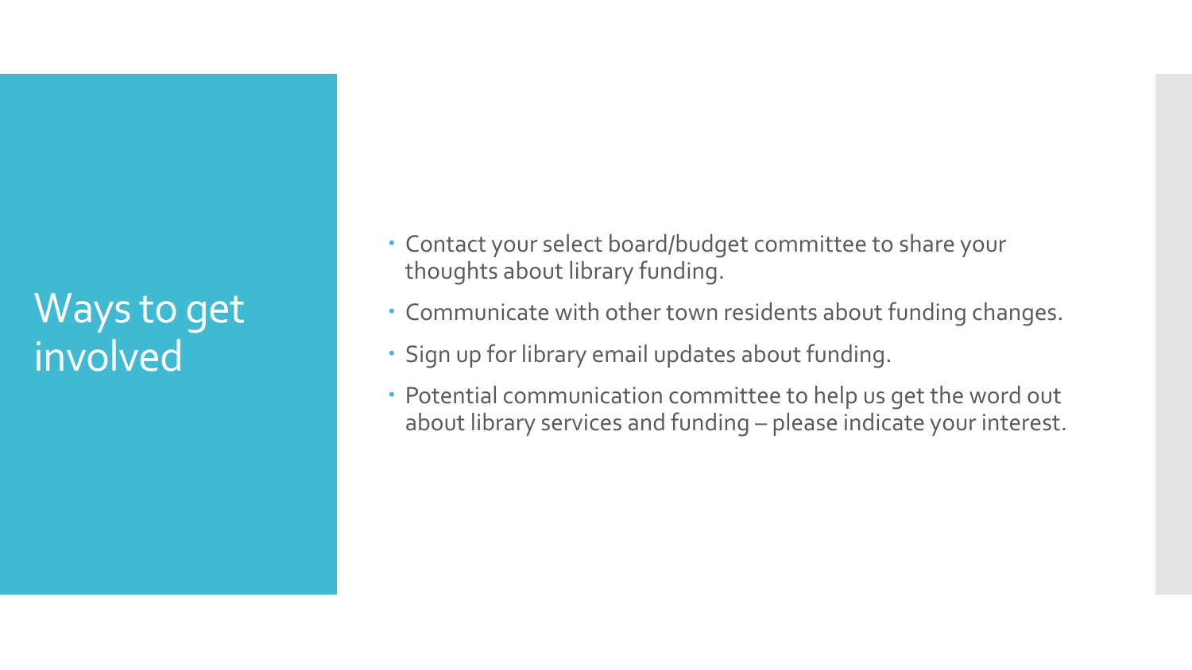# Ways to get involved

- Contact your select board/budget committee to share your thoughts about library funding.
- Communicate with other town residents about funding changes.
- Sign up for library email updates about funding.
- Potential communication committee to help us get the word out about library services and funding – please indicate your interest.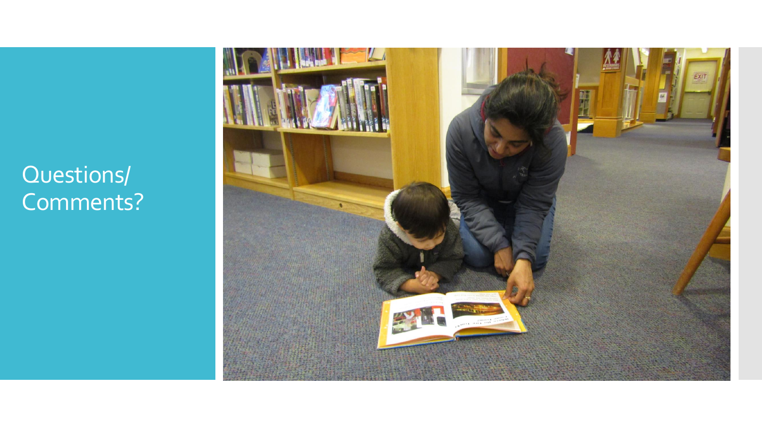# Questions/ Comments?